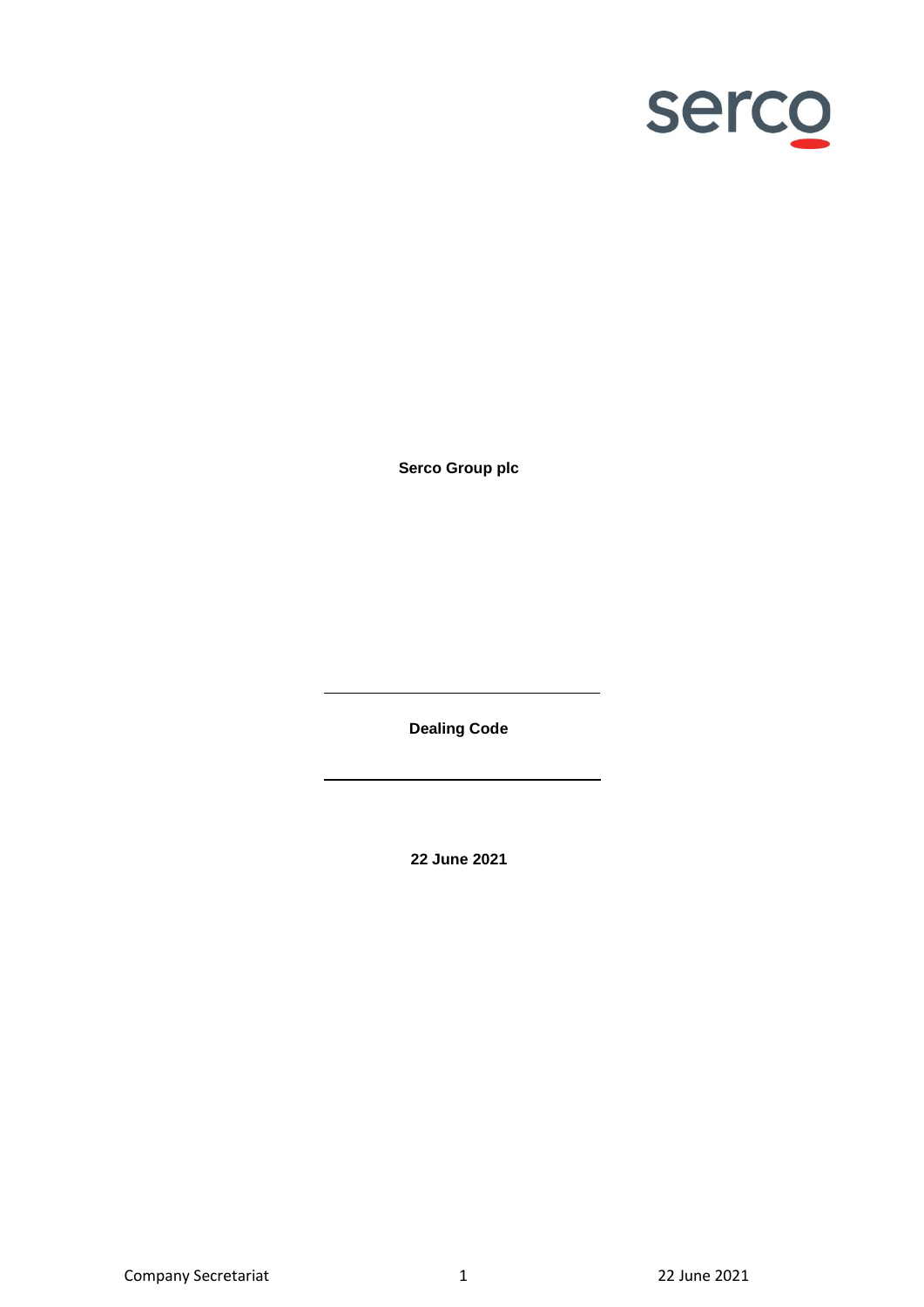**Serco Group plc**

**Dealing Code**

**22 June 2021**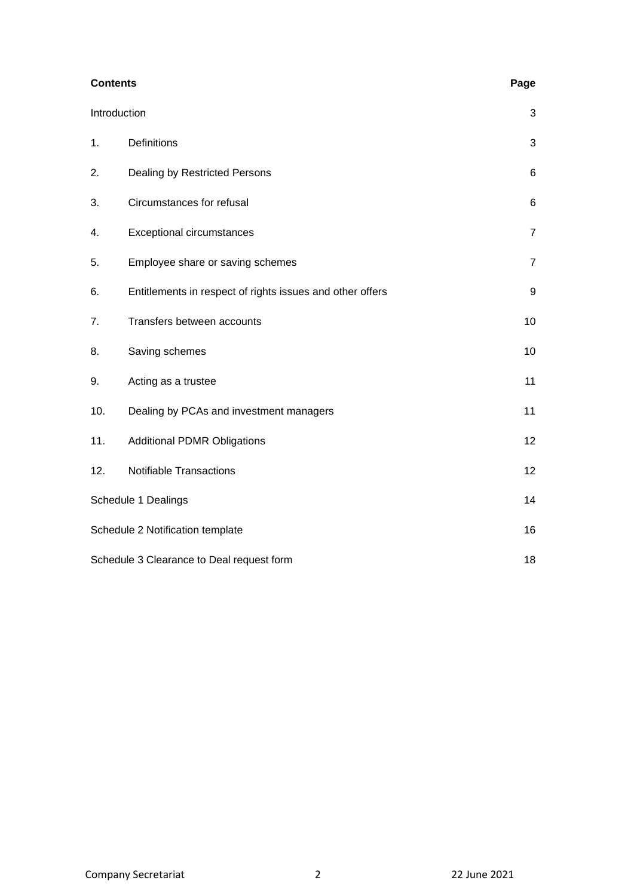| Contents | | Page |
|---|---|---|
| Introduction | | 3 |
| 1. | Definitions | 3 |
| 2. | Dealing by Restricted Persons | 6 |
| 3. | Circumstances for refusal | 6 |
| 4. | Exceptional circumstances | 7 |
| 5. | Employee share or saving schemes | 7 |
| 6. | Entitlements in respect of rights issues and other offers | 9 |
| 7. | Transfers between accounts | 10 |
| 8. | Saving schemes | 10 |
| 9. | Acting as a trustee | 11 |
| 10. | Dealing by PCAs and investment managers | 11 |
| 11. | Additional PDMR Obligations | 12 |
| 12. | Notifiable Transactions | 12 |
| Schedule 1 Dealings | | 14 |
| Schedule 2 Notification template | | 16 |
| Schedule 3 Clearance to Deal request form | | 18 |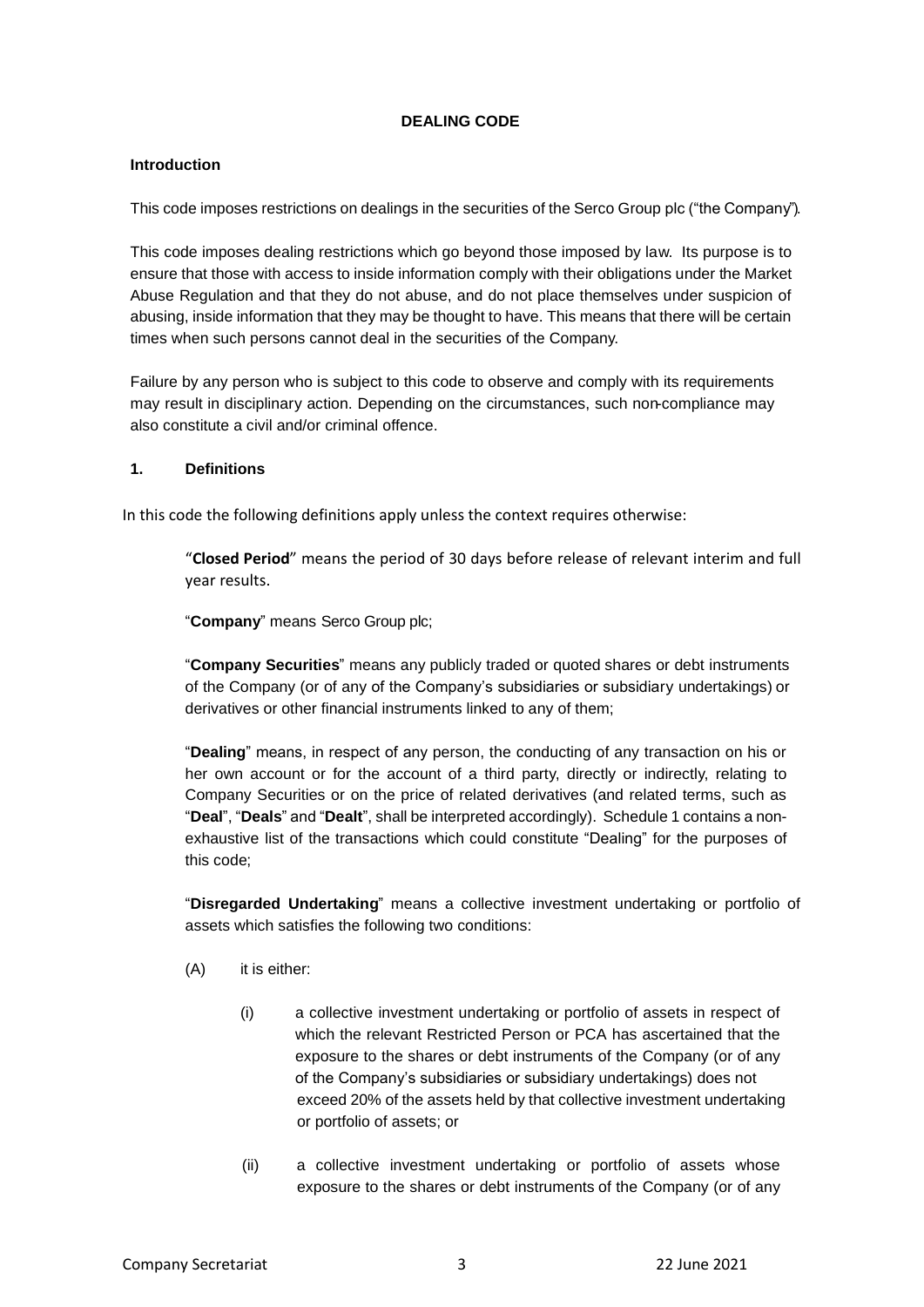**DEALING CODE**

**Introduction**

This code imposes restrictions on dealings in the securities of the Serco Group plc ("the Company").

This code imposes dealing restrictions which go beyond those imposed by law. Its purpose is to ensure that those with access to inside information comply with their obligations under the Market Abuse Regulation and that they do not abuse, and do not place themselves under suspicion of abusing, inside information that they may be thought to have. This means that there will be certain times when such persons cannot deal in the securities of the Company.

Failure by any person who is subject to this code to observe and comply with its requirements may result in disciplinary action. Depending on the circumstances, such non-compliance may also constitute a civil and/or criminal offence.

## 1. Definitions

In this code the following definitions apply unless the context requires otherwise:

"**Closed Period**" means the period of 30 days before release of relevant interim and full year results.

"**Company**" means Serco Group plc;

"**Company Securities**" means any publicly traded or quoted shares or debt instruments of the Company (or of any of the Company's subsidiaries or subsidiary undertakings) or derivatives or other financial instruments linked to any of them;

"**Dealing**" means, in respect of any person, the conducting of any transaction on his or her own account or for the account of a third party, directly or indirectly, relating to Company Securities or on the price of related derivatives (and related terms, such as "**Deal**", "**Deals**" and "**Dealt**", shall be interpreted accordingly). Schedule 1 contains a non-exhaustive list of the transactions which could constitute "Dealing" for the purposes of this code;

"**Disregarded Undertaking**" means a collective investment undertaking or portfolio of assets which satisfies the following two conditions:

(A) it is either:

(i) a collective investment undertaking or portfolio of assets in respect of which the relevant Restricted Person or PCA has ascertained that the exposure to the shares or debt instruments of the Company (or of any of the Company's subsidiaries or subsidiary undertakings) does not exceed 20% of the assets held by that collective investment undertaking or portfolio of assets; or

(ii) a collective investment undertaking or portfolio of assets whose exposure to the shares or debt instruments of the Company (or of any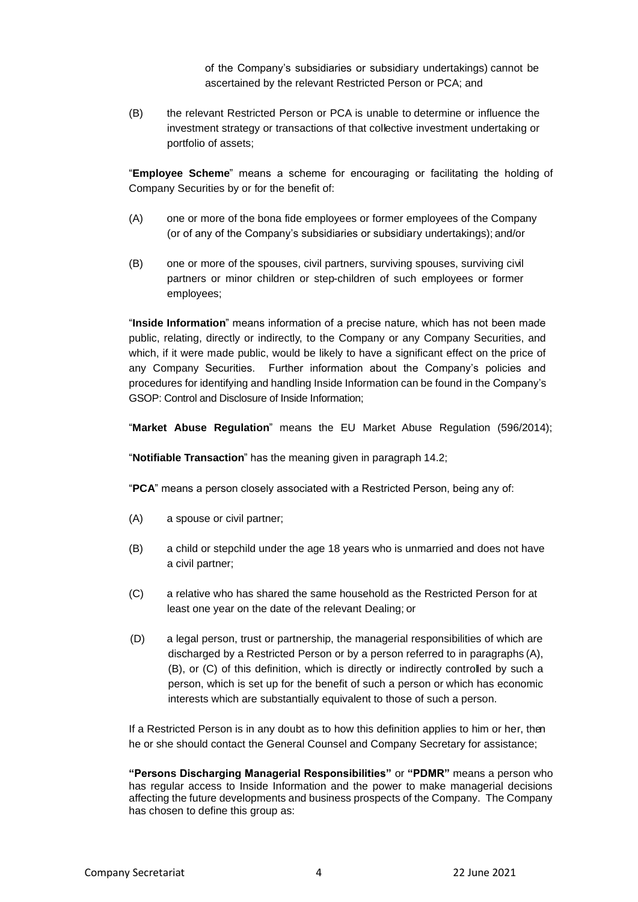of the Company's subsidiaries or subsidiary undertakings) cannot be ascertained by the relevant Restricted Person or PCA; and

(B) the relevant Restricted Person or PCA is unable to determine or influence the investment strategy or transactions of that collective investment undertaking or portfolio of assets;

"**Employee Scheme**" means a scheme for encouraging or facilitating the holding of Company Securities by or for the benefit of:

(A) one or more of the bona fide employees or former employees of the Company (or of any of the Company's subsidiaries or subsidiary undertakings); and/or

(B) one or more of the spouses, civil partners, surviving spouses, surviving civil partners or minor children or step-children of such employees or former employees;

"**Inside Information**" means information of a precise nature, which has not been made public, relating, directly or indirectly, to the Company or any Company Securities, and which, if it were made public, would be likely to have a significant effect on the price of any Company Securities. Further information about the Company's policies and procedures for identifying and handling Inside Information can be found in the Company's GSOP: Control and Disclosure of Inside Information;

"**Market Abuse Regulation**" means the EU Market Abuse Regulation (596/2014);

"**Notifiable Transaction**" has the meaning given in paragraph 14.2;

"**PCA**" means a person closely associated with a Restricted Person, being any of:

(A) a spouse or civil partner;

(B) a child or stepchild under the age 18 years who is unmarried and does not have a civil partner;

(C) a relative who has shared the same household as the Restricted Person for at least one year on the date of the relevant Dealing; or

(D) a legal person, trust or partnership, the managerial responsibilities of which are discharged by a Restricted Person or by a person referred to in paragraphs (A), (B), or (C) of this definition, which is directly or indirectly controlled by such a person, which is set up for the benefit of such a person or which has economic interests which are substantially equivalent to those of such a person.

If a Restricted Person is in any doubt as to how this definition applies to him or her, then he or she should contact the General Counsel and Company Secretary for assistance;

**"Persons Discharging Managerial Responsibilities"** or **"PDMR"** means a person who has regular access to Inside Information and the power to make managerial decisions affecting the future developments and business prospects of the Company. The Company has chosen to define this group as: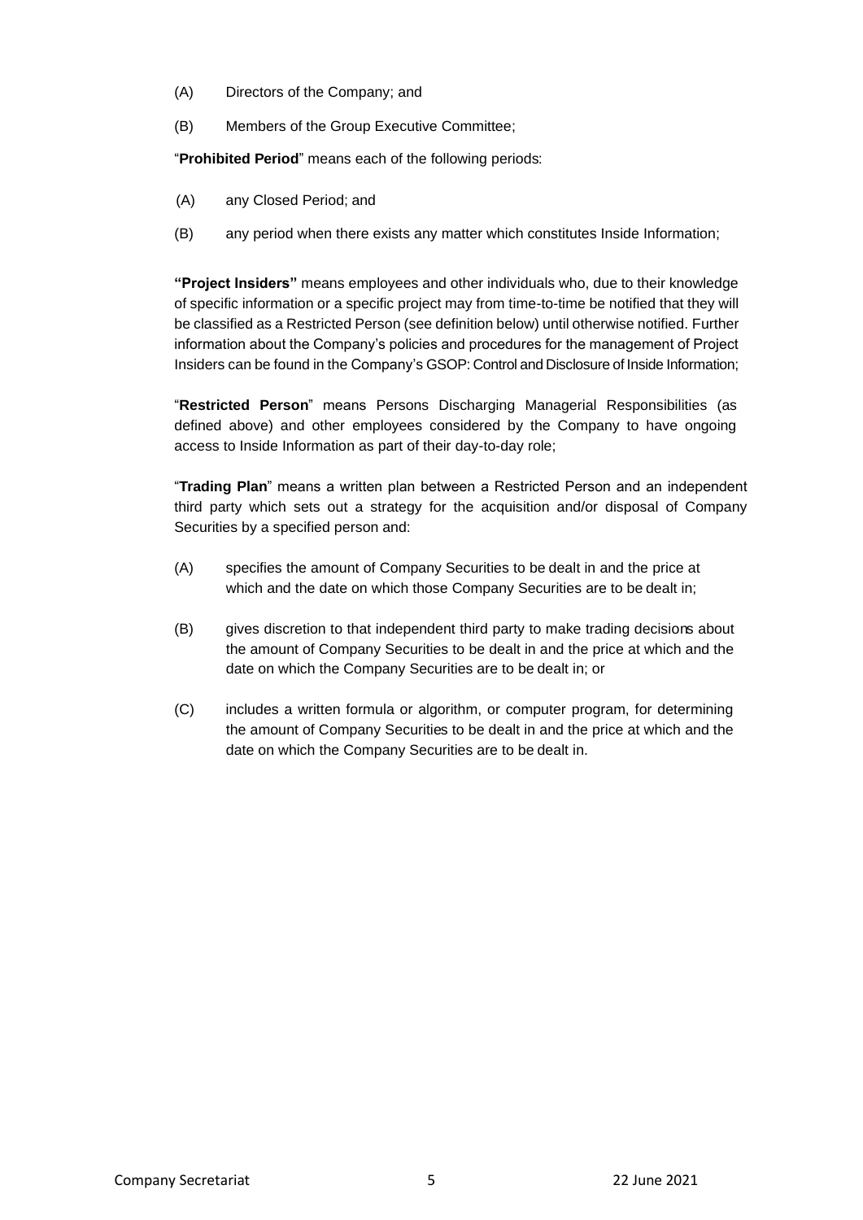(A) Directors of the Company; and

(B) Members of the Group Executive Committee;

"**Prohibited Period**" means each of the following periods:

(A) any Closed Period; and

(B) any period when there exists any matter which constitutes Inside Information;

**"Project Insiders"** means employees and other individuals who, due to their knowledge of specific information or a specific project may from time-to-time be notified that they will be classified as a Restricted Person (see definition below) until otherwise notified. Further information about the Company's policies and procedures for the management of Project Insiders can be found in the Company's GSOP: Control and Disclosure of Inside Information;

"**Restricted Person**" means Persons Discharging Managerial Responsibilities (as defined above) and other employees considered by the Company to have ongoing access to Inside Information as part of their day-to-day role;

"**Trading Plan**" means a written plan between a Restricted Person and an independent third party which sets out a strategy for the acquisition and/or disposal of Company Securities by a specified person and:

(A) specifies the amount of Company Securities to be dealt in and the price at which and the date on which those Company Securities are to be dealt in;

(B) gives discretion to that independent third party to make trading decisions about the amount of Company Securities to be dealt in and the price at which and the date on which the Company Securities are to be dealt in; or

(C) includes a written formula or algorithm, or computer program, for determining the amount of Company Securities to be dealt in and the price at which and the date on which the Company Securities are to be dealt in.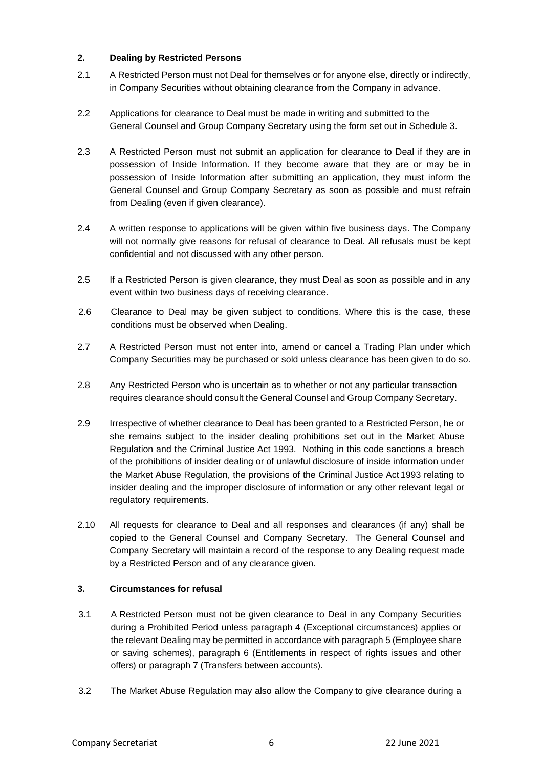## 2. Dealing by Restricted Persons

2.1 A Restricted Person must not Deal for themselves or for anyone else, directly or indirectly, in Company Securities without obtaining clearance from the Company in advance.

2.2 Applications for clearance to Deal must be made in writing and submitted to the General Counsel and Group Company Secretary using the form set out in Schedule 3.

2.3 A Restricted Person must not submit an application for clearance to Deal if they are in possession of Inside Information. If they become aware that they are or may be in possession of Inside Information after submitting an application, they must inform the General Counsel and Group Company Secretary as soon as possible and must refrain from Dealing (even if given clearance).

2.4 A written response to applications will be given within five business days. The Company will not normally give reasons for refusal of clearance to Deal. All refusals must be kept confidential and not discussed with any other person.

2.5 If a Restricted Person is given clearance, they must Deal as soon as possible and in any event within two business days of receiving clearance.

2.6 Clearance to Deal may be given subject to conditions. Where this is the case, these conditions must be observed when Dealing.

2.7 A Restricted Person must not enter into, amend or cancel a Trading Plan under which Company Securities may be purchased or sold unless clearance has been given to do so.

2.8 Any Restricted Person who is uncertain as to whether or not any particular transaction requires clearance should consult the General Counsel and Group Company Secretary.

2.9 Irrespective of whether clearance to Deal has been granted to a Restricted Person, he or she remains subject to the insider dealing prohibitions set out in the Market Abuse Regulation and the Criminal Justice Act 1993. Nothing in this code sanctions a breach of the prohibitions of insider dealing or of unlawful disclosure of inside information under the Market Abuse Regulation, the provisions of the Criminal Justice Act 1993 relating to insider dealing and the improper disclosure of information or any other relevant legal or regulatory requirements.

2.10 All requests for clearance to Deal and all responses and clearances (if any) shall be copied to the General Counsel and Company Secretary. The General Counsel and Company Secretary will maintain a record of the response to any Dealing request made by a Restricted Person and of any clearance given.

## 3. Circumstances for refusal

3.1 A Restricted Person must not be given clearance to Deal in any Company Securities during a Prohibited Period unless paragraph 4 (Exceptional circumstances) applies or the relevant Dealing may be permitted in accordance with paragraph 5 (Employee share or saving schemes), paragraph 6 (Entitlements in respect of rights issues and other offers) or paragraph 7 (Transfers between accounts).

3.2 The Market Abuse Regulation may also allow the Company to give clearance during a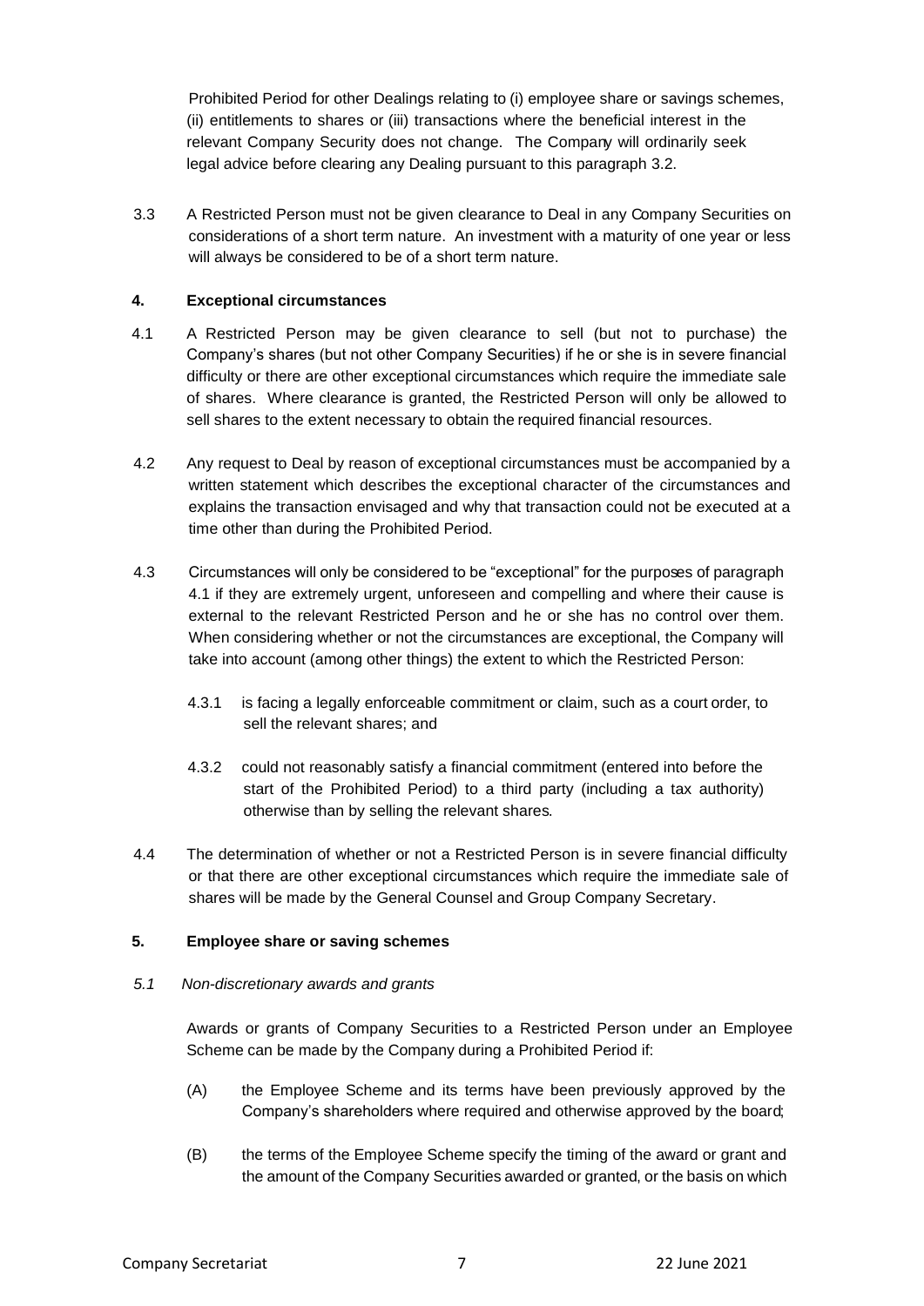Prohibited Period for other Dealings relating to (i) employee share or savings schemes, (ii) entitlements to shares or (iii) transactions where the beneficial interest in the relevant Company Security does not change. The Company will ordinarily seek legal advice before clearing any Dealing pursuant to this paragraph 3.2.

3.3 A Restricted Person must not be given clearance to Deal in any Company Securities on considerations of a short term nature. An investment with a maturity of one year or less will always be considered to be of a short term nature.

## 4. Exceptional circumstances

4.1 A Restricted Person may be given clearance to sell (but not to purchase) the Company's shares (but not other Company Securities) if he or she is in severe financial difficulty or there are other exceptional circumstances which require the immediate sale of shares. Where clearance is granted, the Restricted Person will only be allowed to sell shares to the extent necessary to obtain the required financial resources.

4.2 Any request to Deal by reason of exceptional circumstances must be accompanied by a written statement which describes the exceptional character of the circumstances and explains the transaction envisaged and why that transaction could not be executed at a time other than during the Prohibited Period.

4.3 Circumstances will only be considered to be "exceptional" for the purposes of paragraph 4.1 if they are extremely urgent, unforeseen and compelling and where their cause is external to the relevant Restricted Person and he or she has no control over them. When considering whether or not the circumstances are exceptional, the Company will take into account (among other things) the extent to which the Restricted Person:

4.3.1 is facing a legally enforceable commitment or claim, such as a court order, to sell the relevant shares; and

4.3.2 could not reasonably satisfy a financial commitment (entered into before the start of the Prohibited Period) to a third party (including a tax authority) otherwise than by selling the relevant shares.

4.4 The determination of whether or not a Restricted Person is in severe financial difficulty or that there are other exceptional circumstances which require the immediate sale of shares will be made by the General Counsel and Group Company Secretary.

## 5. Employee share or saving schemes

*5.1 Non-discretionary awards and grants*

Awards or grants of Company Securities to a Restricted Person under an Employee Scheme can be made by the Company during a Prohibited Period if:

(A) the Employee Scheme and its terms have been previously approved by the Company's shareholders where required and otherwise approved by the board;

(B) the terms of the Employee Scheme specify the timing of the award or grant and the amount of the Company Securities awarded or granted, or the basis on which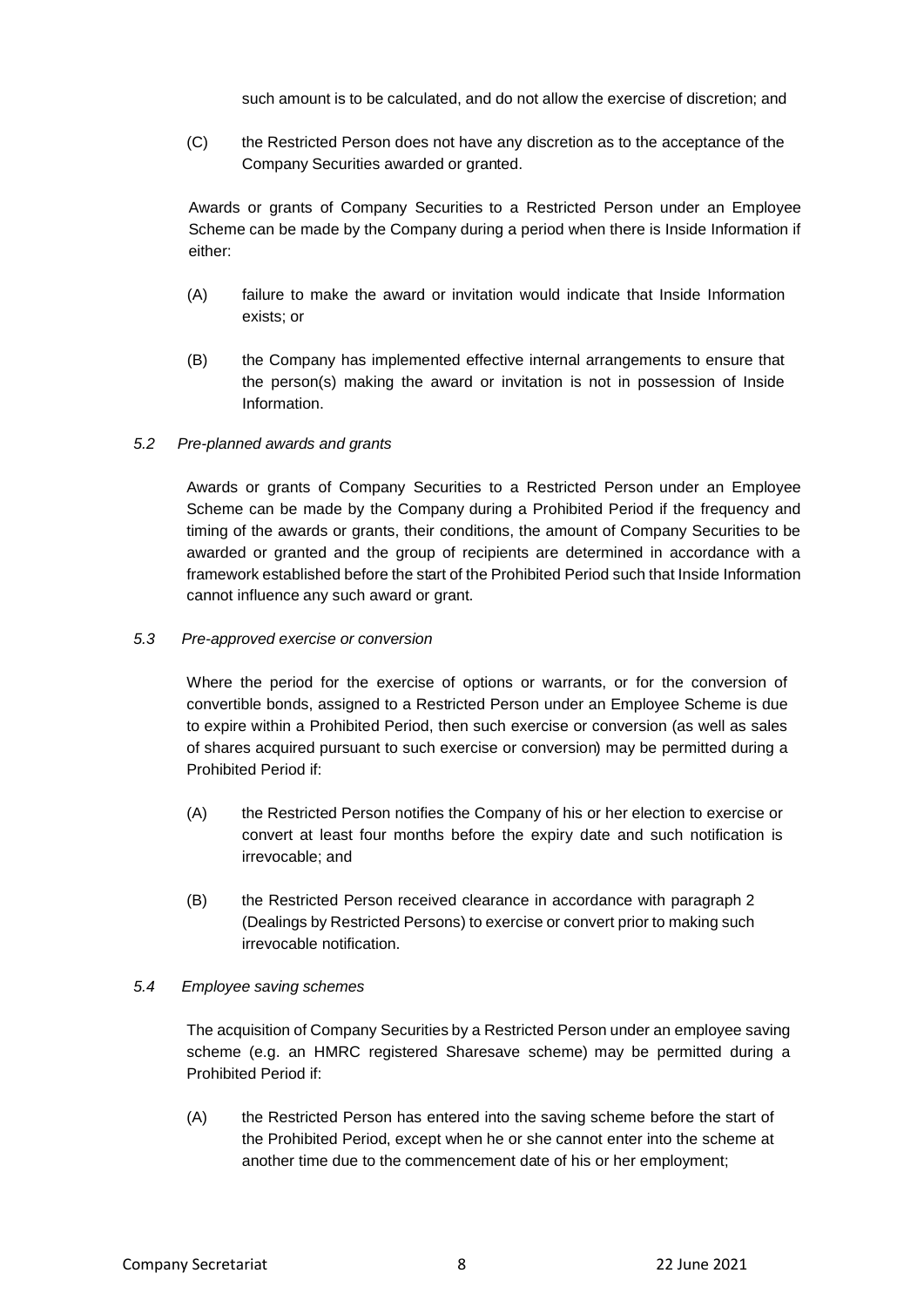such amount is to be calculated, and do not allow the exercise of discretion; and

(C) the Restricted Person does not have any discretion as to the acceptance of the Company Securities awarded or granted.

Awards or grants of Company Securities to a Restricted Person under an Employee Scheme can be made by the Company during a period when there is Inside Information if either:

(A) failure to make the award or invitation would indicate that Inside Information exists; or

(B) the Company has implemented effective internal arrangements to ensure that the person(s) making the award or invitation is not in possession of Inside Information.

*5.2 Pre-planned awards and grants*

Awards or grants of Company Securities to a Restricted Person under an Employee Scheme can be made by the Company during a Prohibited Period if the frequency and timing of the awards or grants, their conditions, the amount of Company Securities to be awarded or granted and the group of recipients are determined in accordance with a framework established before the start of the Prohibited Period such that Inside Information cannot influence any such award or grant.

*5.3 Pre-approved exercise or conversion*

Where the period for the exercise of options or warrants, or for the conversion of convertible bonds, assigned to a Restricted Person under an Employee Scheme is due to expire within a Prohibited Period, then such exercise or conversion (as well as sales of shares acquired pursuant to such exercise or conversion) may be permitted during a Prohibited Period if:

(A) the Restricted Person notifies the Company of his or her election to exercise or convert at least four months before the expiry date and such notification is irrevocable; and

(B) the Restricted Person received clearance in accordance with paragraph 2 (Dealings by Restricted Persons) to exercise or convert prior to making such irrevocable notification.

*5.4 Employee saving schemes*

The acquisition of Company Securities by a Restricted Person under an employee saving scheme (e.g. an HMRC registered Sharesave scheme) may be permitted during a Prohibited Period if:

(A) the Restricted Person has entered into the saving scheme before the start of the Prohibited Period, except when he or she cannot enter into the scheme at another time due to the commencement date of his or her employment;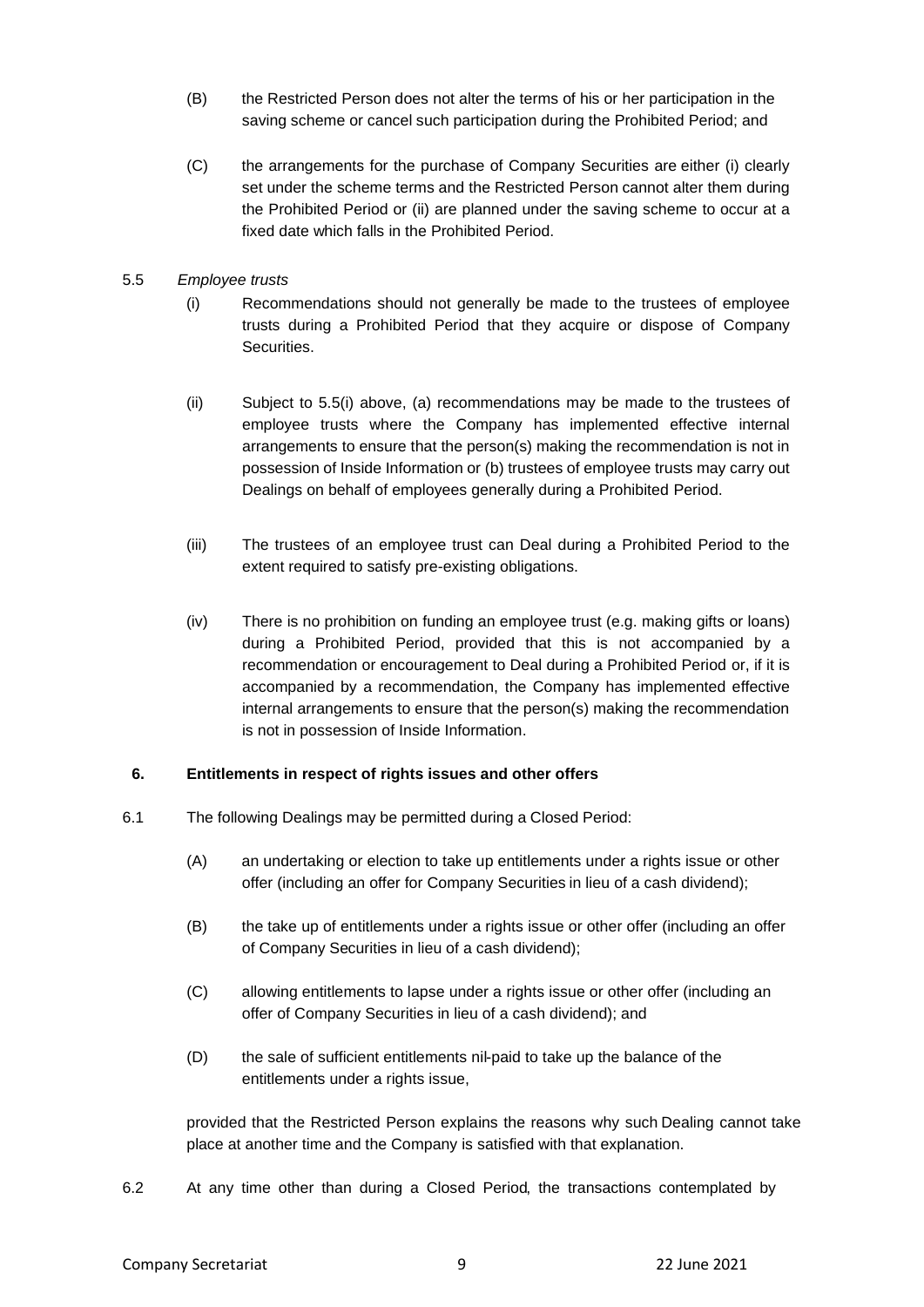(B) the Restricted Person does not alter the terms of his or her participation in the saving scheme or cancel such participation during the Prohibited Period; and

(C) the arrangements for the purchase of Company Securities are either (i) clearly set under the scheme terms and the Restricted Person cannot alter them during the Prohibited Period or (ii) are planned under the saving scheme to occur at a fixed date which falls in the Prohibited Period.

5.5 *Employee trusts*

(i) Recommendations should not generally be made to the trustees of employee trusts during a Prohibited Period that they acquire or dispose of Company Securities.

(ii) Subject to 5.5(i) above, (a) recommendations may be made to the trustees of employee trusts where the Company has implemented effective internal arrangements to ensure that the person(s) making the recommendation is not in possession of Inside Information or (b) trustees of employee trusts may carry out Dealings on behalf of employees generally during a Prohibited Period.

(iii) The trustees of an employee trust can Deal during a Prohibited Period to the extent required to satisfy pre-existing obligations.

(iv) There is no prohibition on funding an employee trust (e.g. making gifts or loans) during a Prohibited Period, provided that this is not accompanied by a recommendation or encouragement to Deal during a Prohibited Period or, if it is accompanied by a recommendation, the Company has implemented effective internal arrangements to ensure that the person(s) making the recommendation is not in possession of Inside Information.

## 6. Entitlements in respect of rights issues and other offers

6.1 The following Dealings may be permitted during a Closed Period:

(A) an undertaking or election to take up entitlements under a rights issue or other offer (including an offer for Company Securities in lieu of a cash dividend);

(B) the take up of entitlements under a rights issue or other offer (including an offer of Company Securities in lieu of a cash dividend);

(C) allowing entitlements to lapse under a rights issue or other offer (including an offer of Company Securities in lieu of a cash dividend); and

(D) the sale of sufficient entitlements nil-paid to take up the balance of the entitlements under a rights issue,

provided that the Restricted Person explains the reasons why such Dealing cannot take place at another time and the Company is satisfied with that explanation.

6.2 At any time other than during a Closed Period, the transactions contemplated by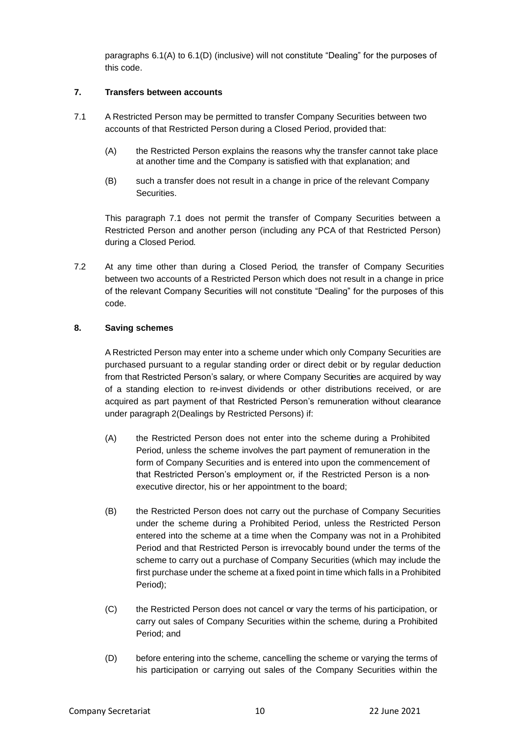paragraphs 6.1(A) to 6.1(D) (inclusive) will not constitute "Dealing" for the purposes of this code.

## 7. Transfers between accounts

7.1 A Restricted Person may be permitted to transfer Company Securities between two accounts of that Restricted Person during a Closed Period, provided that:

(A) the Restricted Person explains the reasons why the transfer cannot take place at another time and the Company is satisfied with that explanation; and

(B) such a transfer does not result in a change in price of the relevant Company Securities.

This paragraph 7.1 does not permit the transfer of Company Securities between a Restricted Person and another person (including any PCA of that Restricted Person) during a Closed Period.

7.2 At any time other than during a Closed Period, the transfer of Company Securities between two accounts of a Restricted Person which does not result in a change in price of the relevant Company Securities will not constitute "Dealing" for the purposes of this code.

## 8. Saving schemes

A Restricted Person may enter into a scheme under which only Company Securities are purchased pursuant to a regular standing order or direct debit or by regular deduction from that Restricted Person's salary, or where Company Securities are acquired by way of a standing election to re-invest dividends or other distributions received, or are acquired as part payment of that Restricted Person's remuneration without clearance under paragraph 2(Dealings by Restricted Persons) if:

(A) the Restricted Person does not enter into the scheme during a Prohibited Period, unless the scheme involves the part payment of remuneration in the form of Company Securities and is entered into upon the commencement of that Restricted Person's employment or, if the Restricted Person is a non-executive director, his or her appointment to the board;

(B) the Restricted Person does not carry out the purchase of Company Securities under the scheme during a Prohibited Period, unless the Restricted Person entered into the scheme at a time when the Company was not in a Prohibited Period and that Restricted Person is irrevocably bound under the terms of the scheme to carry out a purchase of Company Securities (which may include the first purchase under the scheme at a fixed point in time which falls in a Prohibited Period);

(C) the Restricted Person does not cancel or vary the terms of his participation, or carry out sales of Company Securities within the scheme, during a Prohibited Period; and

(D) before entering into the scheme, cancelling the scheme or varying the terms of his participation or carrying out sales of the Company Securities within the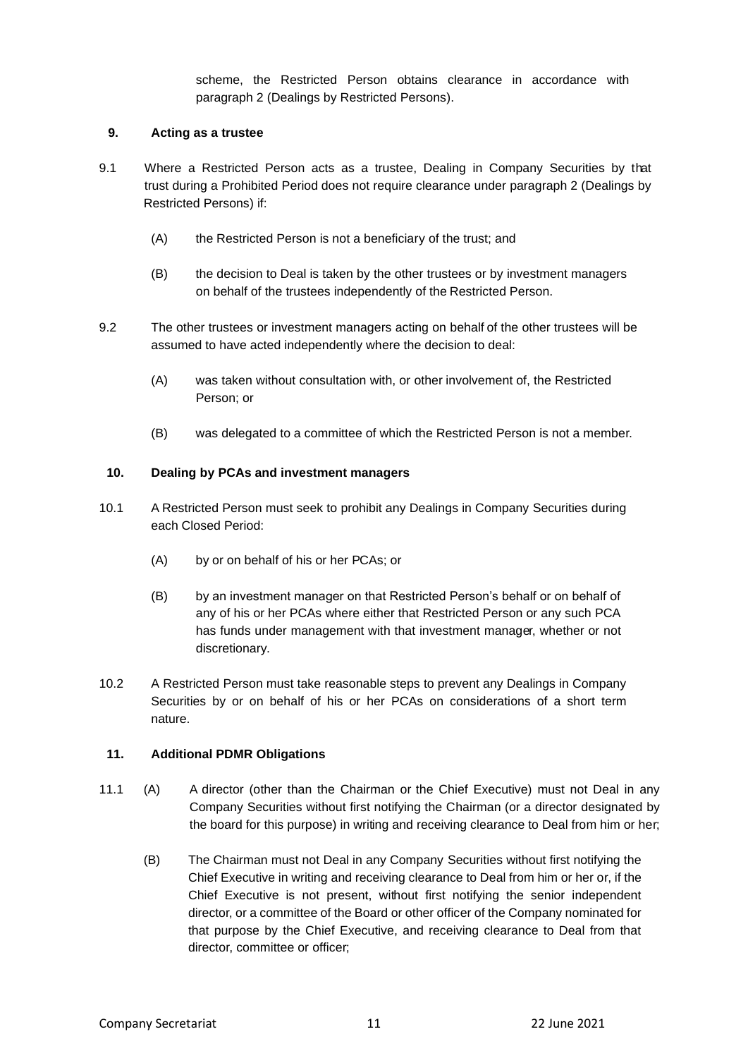scheme, the Restricted Person obtains clearance in accordance with paragraph 2 (Dealings by Restricted Persons).

## 9. Acting as a trustee

9.1 Where a Restricted Person acts as a trustee, Dealing in Company Securities by that trust during a Prohibited Period does not require clearance under paragraph 2 (Dealings by Restricted Persons) if:

(A) the Restricted Person is not a beneficiary of the trust; and

(B) the decision to Deal is taken by the other trustees or by investment managers on behalf of the trustees independently of the Restricted Person.

9.2 The other trustees or investment managers acting on behalf of the other trustees will be assumed to have acted independently where the decision to deal:

(A) was taken without consultation with, or other involvement of, the Restricted Person; or

(B) was delegated to a committee of which the Restricted Person is not a member.

## 10. Dealing by PCAs and investment managers

10.1 A Restricted Person must seek to prohibit any Dealings in Company Securities during each Closed Period:

(A) by or on behalf of his or her PCAs; or

(B) by an investment manager on that Restricted Person's behalf or on behalf of any of his or her PCAs where either that Restricted Person or any such PCA has funds under management with that investment manager, whether or not discretionary.

10.2 A Restricted Person must take reasonable steps to prevent any Dealings in Company Securities by or on behalf of his or her PCAs on considerations of a short term nature.

## 11. Additional PDMR Obligations

11.1 (A) A director (other than the Chairman or the Chief Executive) must not Deal in any Company Securities without first notifying the Chairman (or a director designated by the board for this purpose) in writing and receiving clearance to Deal from him or her;

(B) The Chairman must not Deal in any Company Securities without first notifying the Chief Executive in writing and receiving clearance to Deal from him or her or, if the Chief Executive is not present, without first notifying the senior independent director, or a committee of the Board or other officer of the Company nominated for that purpose by the Chief Executive, and receiving clearance to Deal from that director, committee or officer;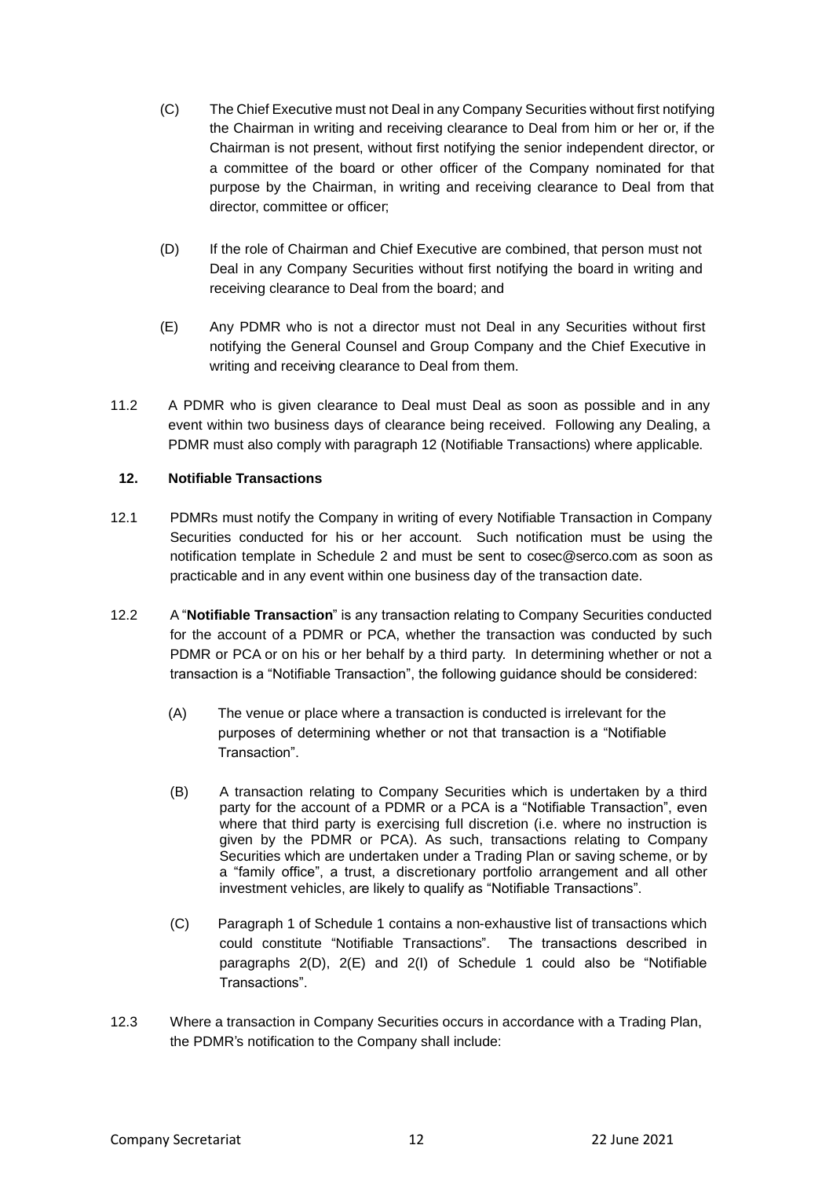(C) The Chief Executive must not Deal in any Company Securities without first notifying the Chairman in writing and receiving clearance to Deal from him or her or, if the Chairman is not present, without first notifying the senior independent director, or a committee of the board or other officer of the Company nominated for that purpose by the Chairman, in writing and receiving clearance to Deal from that director, committee or officer;

(D) If the role of Chairman and Chief Executive are combined, that person must not Deal in any Company Securities without first notifying the board in writing and receiving clearance to Deal from the board; and

(E) Any PDMR who is not a director must not Deal in any Securities without first notifying the General Counsel and Group Company and the Chief Executive in writing and receiving clearance to Deal from them.

11.2 A PDMR who is given clearance to Deal must Deal as soon as possible and in any event within two business days of clearance being received. Following any Dealing, a PDMR must also comply with paragraph 12 (Notifiable Transactions) where applicable.

## 12. Notifiable Transactions

12.1 PDMRs must notify the Company in writing of every Notifiable Transaction in Company Securities conducted for his or her account. Such notification must be using the notification template in Schedule 2 and must be sent to cosec@serco.com as soon as practicable and in any event within one business day of the transaction date.

12.2 A "**Notifiable Transaction**" is any transaction relating to Company Securities conducted for the account of a PDMR or PCA, whether the transaction was conducted by such PDMR or PCA or on his or her behalf by a third party. In determining whether or not a transaction is a "Notifiable Transaction", the following guidance should be considered:

(A) The venue or place where a transaction is conducted is irrelevant for the purposes of determining whether or not that transaction is a "Notifiable Transaction".

(B) A transaction relating to Company Securities which is undertaken by a third party for the account of a PDMR or a PCA is a "Notifiable Transaction", even where that third party is exercising full discretion (i.e. where no instruction is given by the PDMR or PCA). As such, transactions relating to Company Securities which are undertaken under a Trading Plan or saving scheme, or by a "family office", a trust, a discretionary portfolio arrangement and all other investment vehicles, are likely to qualify as "Notifiable Transactions".

(C) Paragraph 1 of Schedule 1 contains a non-exhaustive list of transactions which could constitute "Notifiable Transactions". The transactions described in paragraphs 2(D), 2(E) and 2(I) of Schedule 1 could also be "Notifiable Transactions".

12.3 Where a transaction in Company Securities occurs in accordance with a Trading Plan, the PDMR's notification to the Company shall include: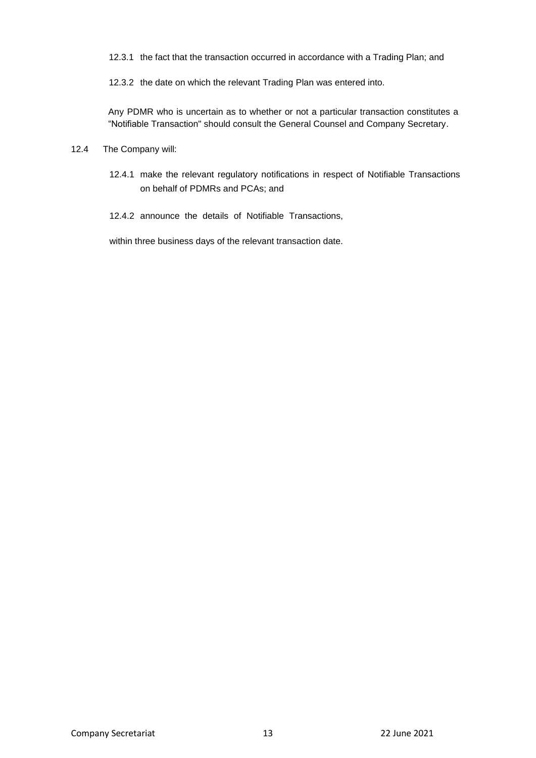12.3.1 the fact that the transaction occurred in accordance with a Trading Plan; and

12.3.2 the date on which the relevant Trading Plan was entered into.

Any PDMR who is uncertain as to whether or not a particular transaction constitutes a "Notifiable Transaction" should consult the General Counsel and Company Secretary.

12.4 The Company will:

12.4.1 make the relevant regulatory notifications in respect of Notifiable Transactions on behalf of PDMRs and PCAs; and

12.4.2 announce the details of Notifiable Transactions,

within three business days of the relevant transaction date.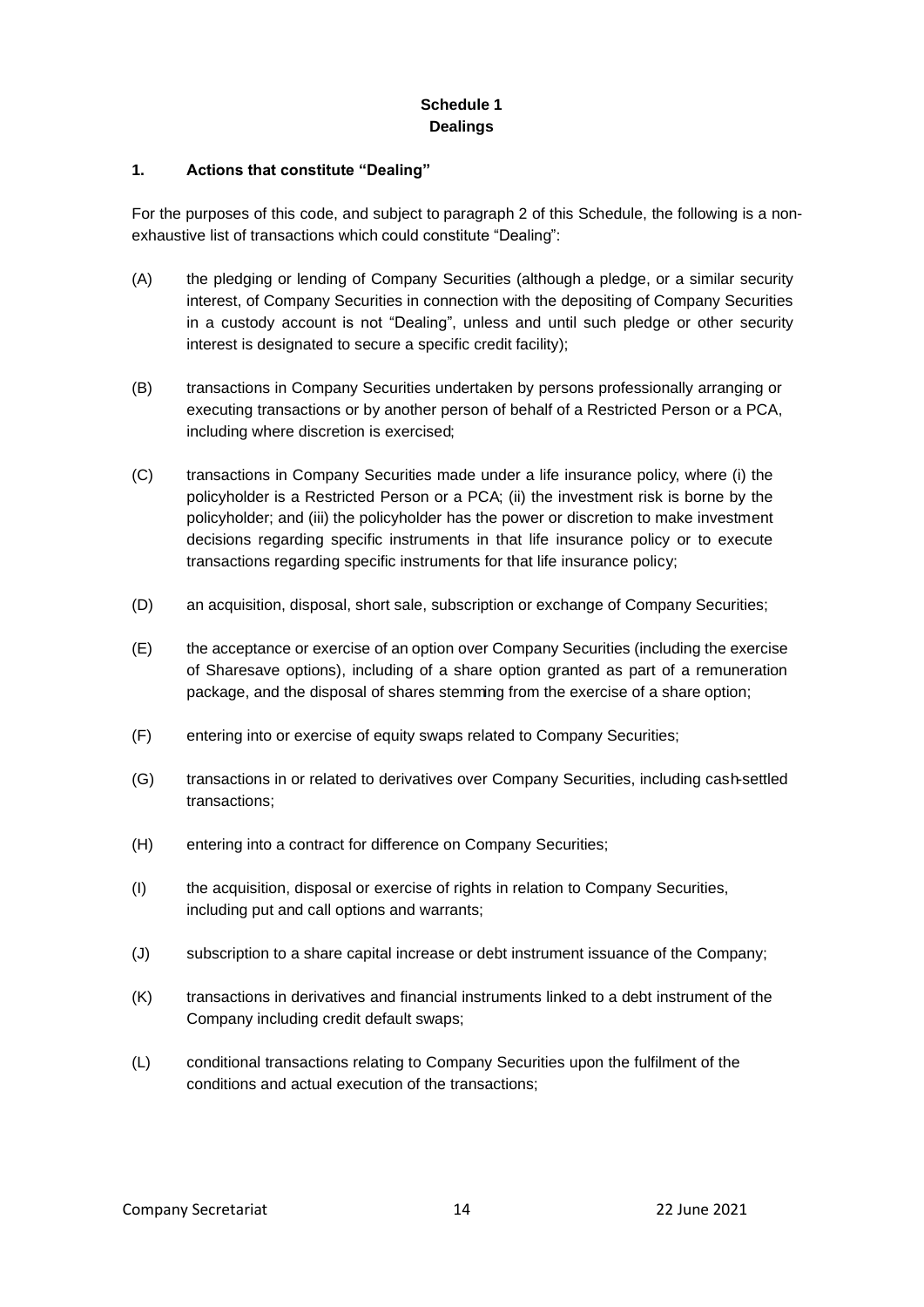## Schedule 1
## Dealings

### 1. Actions that constitute "Dealing"

For the purposes of this code, and subject to paragraph 2 of this Schedule, the following is a non-exhaustive list of transactions which could constitute "Dealing":

(A) the pledging or lending of Company Securities (although a pledge, or a similar security interest, of Company Securities in connection with the depositing of Company Securities in a custody account is not "Dealing", unless and until such pledge or other security interest is designated to secure a specific credit facility);

(B) transactions in Company Securities undertaken by persons professionally arranging or executing transactions or by another person of behalf of a Restricted Person or a PCA, including where discretion is exercised;

(C) transactions in Company Securities made under a life insurance policy, where (i) the policyholder is a Restricted Person or a PCA; (ii) the investment risk is borne by the policyholder; and (iii) the policyholder has the power or discretion to make investment decisions regarding specific instruments in that life insurance policy or to execute transactions regarding specific instruments for that life insurance policy;

(D) an acquisition, disposal, short sale, subscription or exchange of Company Securities;

(E) the acceptance or exercise of an option over Company Securities (including the exercise of Sharesave options), including of a share option granted as part of a remuneration package, and the disposal of shares stemming from the exercise of a share option;

(F) entering into or exercise of equity swaps related to Company Securities;

(G) transactions in or related to derivatives over Company Securities, including cash-settled transactions;

(H) entering into a contract for difference on Company Securities;

(I) the acquisition, disposal or exercise of rights in relation to Company Securities, including put and call options and warrants;

(J) subscription to a share capital increase or debt instrument issuance of the Company;

(K) transactions in derivatives and financial instruments linked to a debt instrument of the Company including credit default swaps;

(L) conditional transactions relating to Company Securities upon the fulfilment of the conditions and actual execution of the transactions;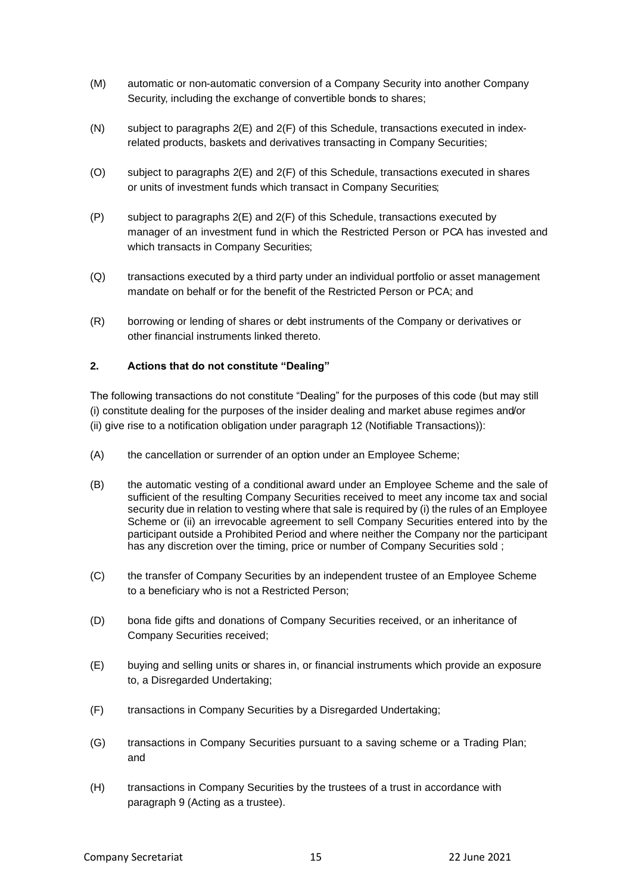(M) automatic or non-automatic conversion of a Company Security into another Company Security, including the exchange of convertible bonds to shares;

(N) subject to paragraphs 2(E) and 2(F) of this Schedule, transactions executed in index-related products, baskets and derivatives transacting in Company Securities;

(O) subject to paragraphs 2(E) and 2(F) of this Schedule, transactions executed in shares or units of investment funds which transact in Company Securities;

(P) subject to paragraphs 2(E) and 2(F) of this Schedule, transactions executed by manager of an investment fund in which the Restricted Person or PCA has invested and which transacts in Company Securities;

(Q) transactions executed by a third party under an individual portfolio or asset management mandate on behalf or for the benefit of the Restricted Person or PCA; and

(R) borrowing or lending of shares or debt instruments of the Company or derivatives or other financial instruments linked thereto.

### 2. Actions that do not constitute "Dealing"

The following transactions do not constitute "Dealing" for the purposes of this code (but may still (i) constitute dealing for the purposes of the insider dealing and market abuse regimes and/or (ii) give rise to a notification obligation under paragraph 12 (Notifiable Transactions)):

(A) the cancellation or surrender of an option under an Employee Scheme;

(B) the automatic vesting of a conditional award under an Employee Scheme and the sale of sufficient of the resulting Company Securities received to meet any income tax and social security due in relation to vesting where that sale is required by (i) the rules of an Employee Scheme or (ii) an irrevocable agreement to sell Company Securities entered into by the participant outside a Prohibited Period and where neither the Company nor the participant has any discretion over the timing, price or number of Company Securities sold ;

(C) the transfer of Company Securities by an independent trustee of an Employee Scheme to a beneficiary who is not a Restricted Person;

(D) bona fide gifts and donations of Company Securities received, or an inheritance of Company Securities received;

(E) buying and selling units or shares in, or financial instruments which provide an exposure to, a Disregarded Undertaking;

(F) transactions in Company Securities by a Disregarded Undertaking;

(G) transactions in Company Securities pursuant to a saving scheme or a Trading Plan; and

(H) transactions in Company Securities by the trustees of a trust in accordance with paragraph 9 (Acting as a trustee).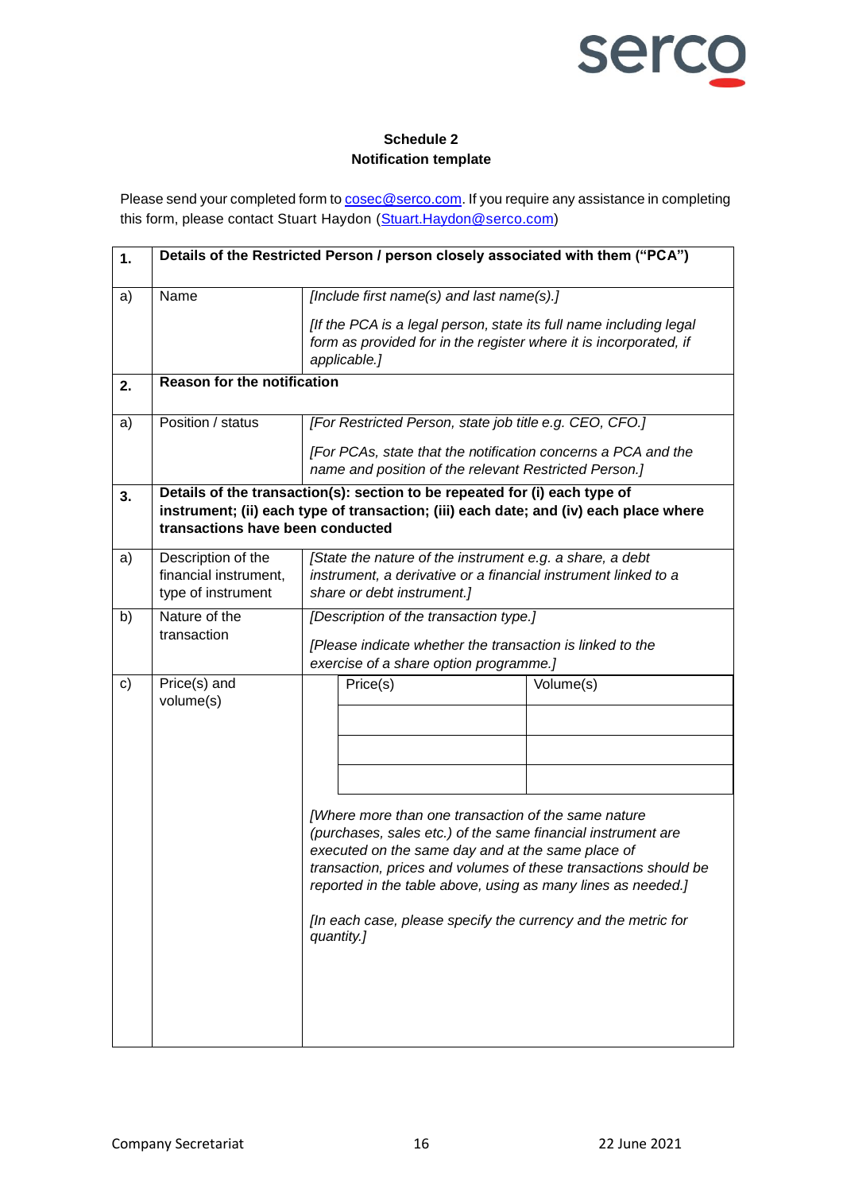**Schedule 2**
**Notification template**

Please send your completed form to cosec@serco.com. If you require any assistance in completing this form, please contact Stuart Haydon (Stuart.Haydon@serco.com)

| | | |
|---|---|---|
| **1.** | **Details of the Restricted Person / person closely associated with them ("PCA")** | |
| a) | Name | *[Include first name(s) and last name(s).]* <br><br> *[If the PCA is a legal person, state its full name including legal form as provided for in the register where it is incorporated, if applicable.]* |
| **2.** | **Reason for the notification** | |
| a) | Position / status | *[For Restricted Person, state job title e.g. CEO, CFO.]* <br><br> *[For PCAs, state that the notification concerns a PCA and the name and position of the relevant Restricted Person.]* |
| **3.** | **Details of the transaction(s): section to be repeated for (i) each type of instrument; (ii) each type of transaction; (iii) each date; and (iv) each place where transactions have been conducted** | |
| a) | Description of the financial instrument, type of instrument | *[State the nature of the instrument e.g. a share, a debt instrument, a derivative or a financial instrument linked to a share or debt instrument.]* |
| b) | Nature of the transaction | *[Description of the transaction type.]* <br><br> *[Please indicate whether the transaction is linked to the exercise of a share option programme.]* |
| c) | Price(s) and volume(s) | Price(s) / Volume(s) (table: blank rows) <br><br> *[Where more than one transaction of the same nature (purchases, sales etc.) of the same financial instrument are executed on the same day and at the same place of transaction, prices and volumes of these transactions should be reported in the table above, using as many lines as needed.]* <br><br> *[In each case, please specify the currency and the metric for quantity.]* |

| Price(s) | Volume(s) |
|---|---|
| | |
| | |
| | |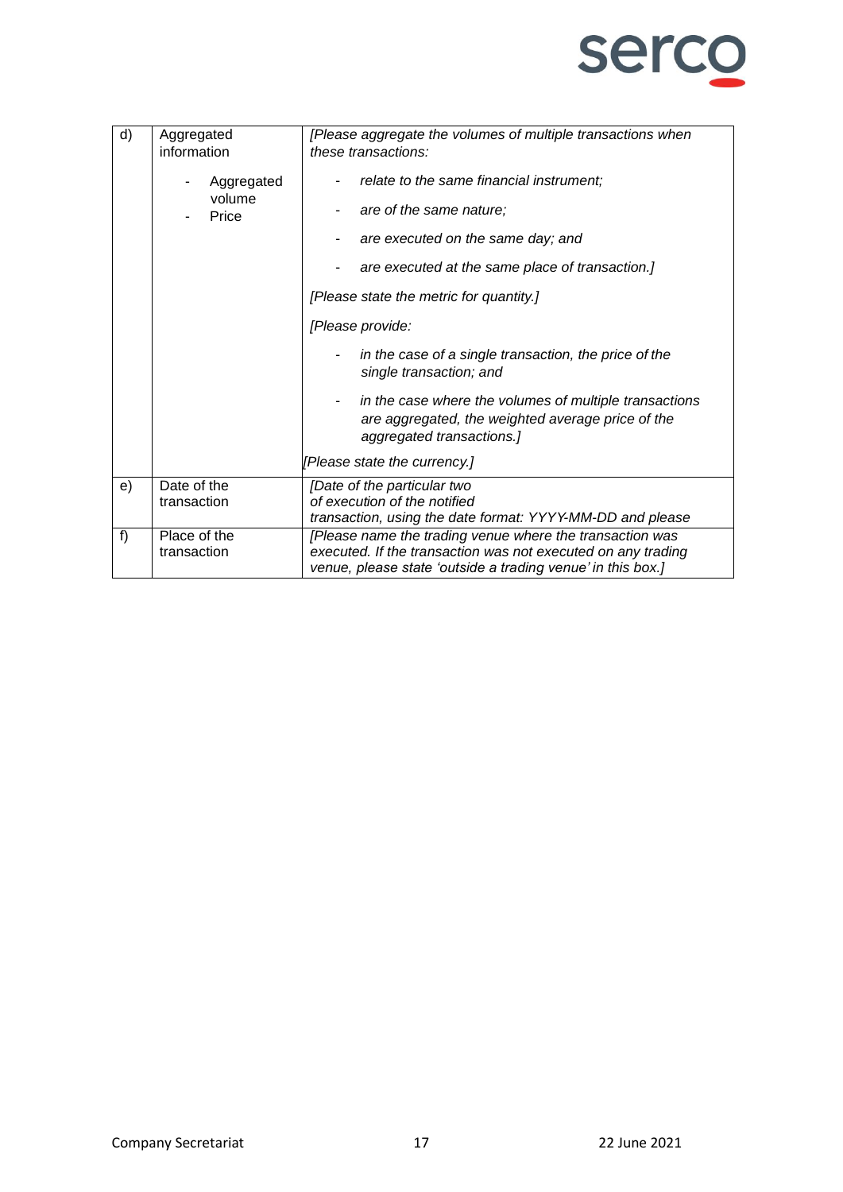| d) | Aggregated information<br><br>- Aggregated volume<br>- Price | *[Please aggregate the volumes of multiple transactions when these transactions:*<br><br>- *relate to the same financial instrument;*<br>- *are of the same nature;*<br>- *are executed on the same day; and*<br>- *are executed at the same place of transaction.]*<br><br>*[Please state the metric for quantity.]*<br><br>*[Please provide:*<br><br>- *in the case of a single transaction, the price of the single transaction; and*<br>- *in the case where the volumes of multiple transactions are aggregated, the weighted average price of the aggregated transactions.]*<br><br>*[Please state the currency.]* |
|---|---|---|
| e) | Date of the transaction | *[Date of the particular two of execution of the notified transaction, using the date format: YYYY-MM-DD and please* |
| f) | Place of the transaction | *[Please name the trading venue where the transaction was executed. If the transaction was not executed on any trading venue, please state 'outside a trading venue' in this box.]* |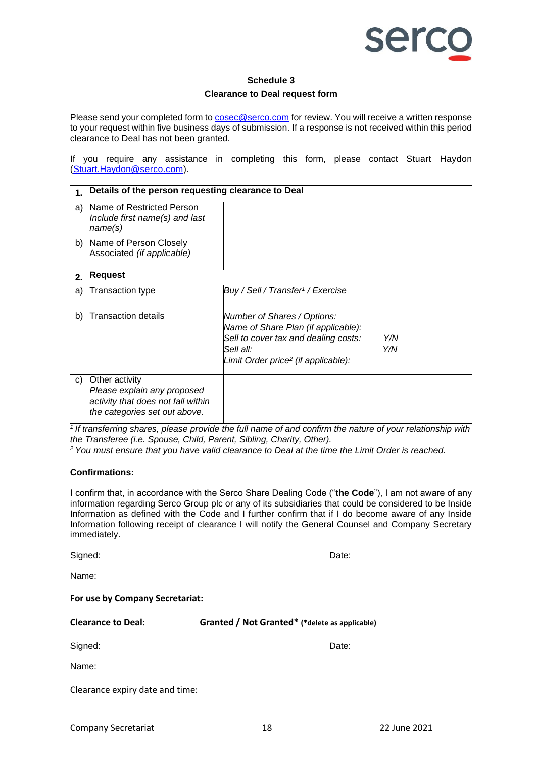## Schedule 3

### Clearance to Deal request form

Please send your completed form to cosec@serco.com for review. You will receive a written response to your request within five business days of submission. If a response is not received within this period clearance to Deal has not been granted.

If you require any assistance in completing this form, please contact Stuart Haydon (Stuart.Haydon@serco.com).

| | | |
|---|---|---|
| **1.** | **Details of the person requesting clearance to Deal** | |
| a) | Name of Restricted Person *Include first name(s) and last name(s)* | |
| b) | Name of Person Closely Associated *(if applicable)* | |
| **2.** | **Request** | |
| a) | Transaction type | *Buy / Sell / Transfer[1] / Exercise* |
| b) | Transaction details | *Number of Shares / Options:*<br>*Name of Share Plan (if applicable):*<br>*Sell to cover tax and dealing costs:* *Y/N*<br>*Sell all:* *Y/N*<br>*Limit Order price[2] (if applicable):* |
| c) | Other activity *Please explain any proposed activity that does not fall within the categories set out above.* | |

*[1] If transferring shares, please provide the full name of and confirm the nature of your relationship with the Transferee (i.e. Spouse, Child, Parent, Sibling, Charity, Other).*
*[2] You must ensure that you have valid clearance to Deal at the time the Limit Order is reached.*

**Confirmations:**

I confirm that, in accordance with the Serco Share Dealing Code ("**the Code**"), I am not aware of any information regarding Serco Group plc or any of its subsidiaries that could be considered to be Inside Information as defined with the Code and I further confirm that if I do become aware of any Inside Information following receipt of clearance I will notify the General Counsel and Company Secretary immediately.

Signed: Date:

Name:

**For use by Company Secretariat:**

**Clearance to Deal:** **Granted / Not Granted\* (\*delete as applicable)**

Signed: Date:

Name:

Clearance expiry date and time: